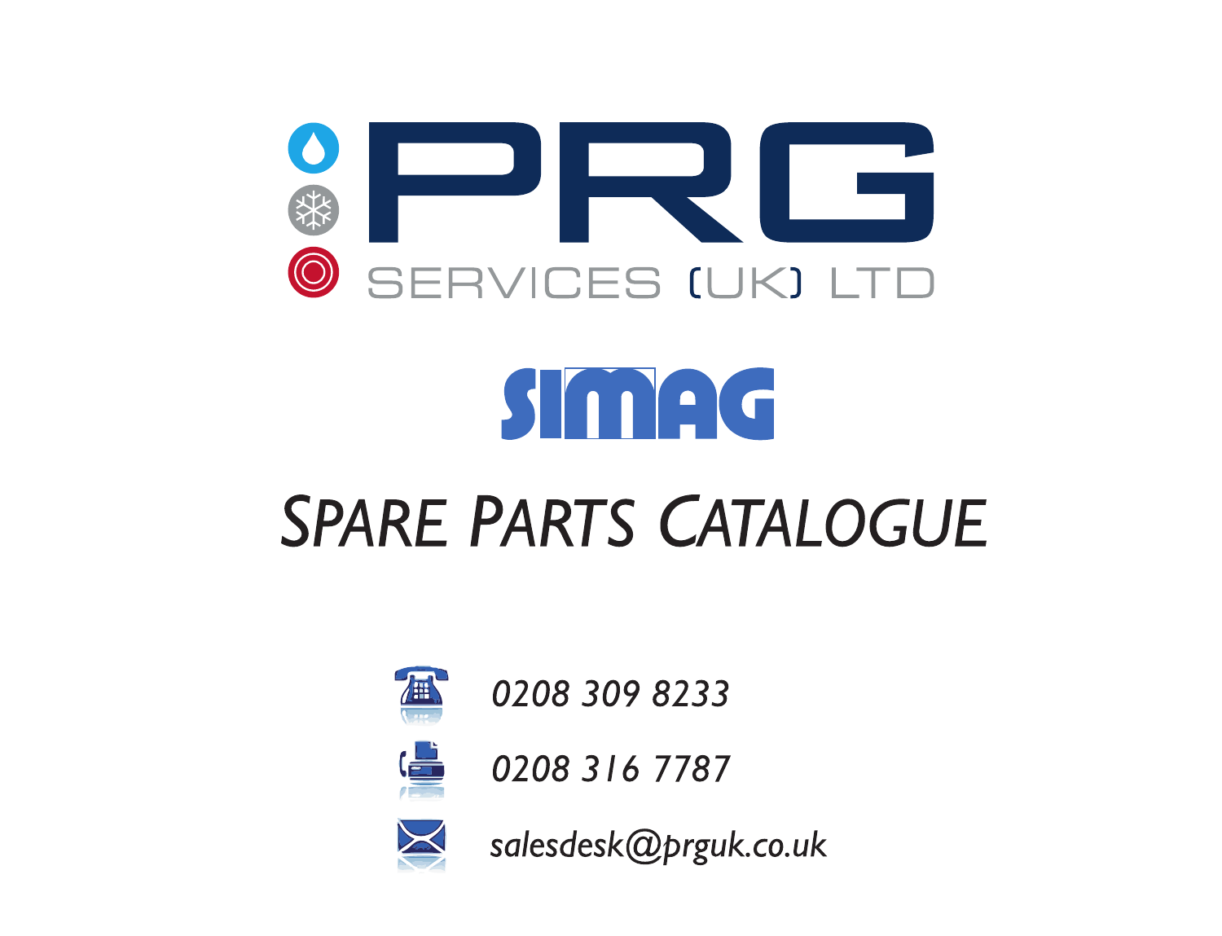# PRG

SERVICES (UK) LTD

## SIMAG

# *Spare Parts Catalogue*

*0208 309 8233*

*0208 316 7787*

*salesdesk@prguk.co.uk*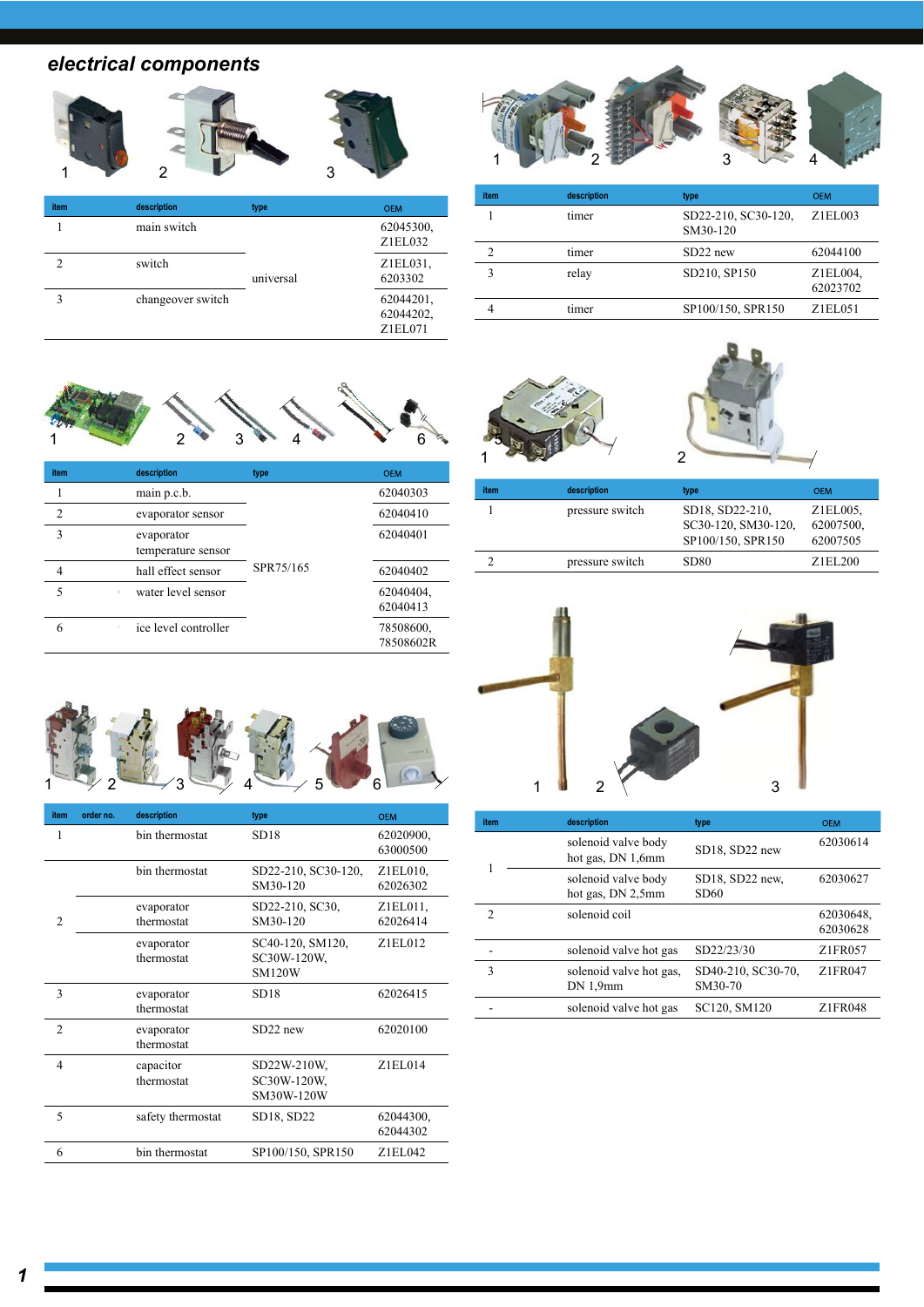## electrical components

| item | description | type | OEM |
|---|---|---|---|
| 1 | main switch | universal | 62045300, Z1EL032 |
| 2 | switch | universal | Z1EL031, 6203302 |
| 3 | changeover switch | universal | 62044201, 62044202, Z1EL071 |

| item | description | type | OEM |
|---|---|---|---|
| 1 | main p.c.b. | SPR75/165 | 62040303 |
| 2 | evaporator sensor | SPR75/165 | 62040410 |
| 3 | evaporator temperature sensor | SPR75/165 | 62040401 |
| 4 | hall effect sensor | SPR75/165 | 62040402 |
| 5 | water level sensor | SPR75/165 | 62040404, 62040413 |
| 6 | ice level controller | SPR75/165 | 78508600, 78508602R |

| item | order no. | description | type | OEM |
|---|---|---|---|---|
| 1 | | bin thermostat | SD18 | 62020900, 63000500 |
| 2 | | bin thermostat | SD22-210, SC30-120, SM30-120 | Z1EL010, 62026302 |
| 2 | | evaporator thermostat | SD22-210, SC30, SM30-120 | Z1EL011, 62026414 |
| 2 | | evaporator thermostat | SC40-120, SM120, SC30W-120W, SM120W | Z1EL012 |
| 3 | | evaporator thermostat | SD18 | 62026415 |
| 2 | | evaporator thermostat | SD22 new | 62020100 |
| 4 | | capacitor thermostat | SD22W-210W, SC30W-120W, SM30W-120W | Z1EL014 |
| 5 | | safety thermostat | SD18, SD22 | 62044300, 62044302 |
| 6 | | bin thermostat | SP100/150, SPR150 | Z1EL042 |

| item | description | type | OEM |
|---|---|---|---|
| 1 | timer | SD22-210, SC30-120, SM30-120 | Z1EL003 |
| 2 | timer | SD22 new | 62044100 |
| 3 | relay | SD210, SP150 | Z1EL004, 62023702 |
| 4 | timer | SP100/150, SPR150 | Z1EL051 |

| item | description | type | OEM |
|---|---|---|---|
| 1 | pressure switch | SD18, SD22-210, SC30-120, SM30-120, SP100/150, SPR150 | Z1EL005, 62007500, 62007505 |
| 2 | pressure switch | SD80 | Z1EL200 |

| item | description | type | OEM |
|---|---|---|---|
| 1 | solenoid valve body hot gas, DN 1,6mm | SD18, SD22 new | 62030614 |
| 1 | solenoid valve body hot gas, DN 2,5mm | SD18, SD22 new, SD60 | 62030627 |
| 2 | solenoid coil | | 62030648, 62030628 |
| - | solenoid valve hot gas | SD22/23/30 | Z1FR057 |
| 3 | solenoid valve hot gas, DN 1,9mm | SD40-210, SC30-70, SM30-70 | Z1FR047 |
| - | solenoid valve hot gas | SC120, SM120 | Z1FR048 |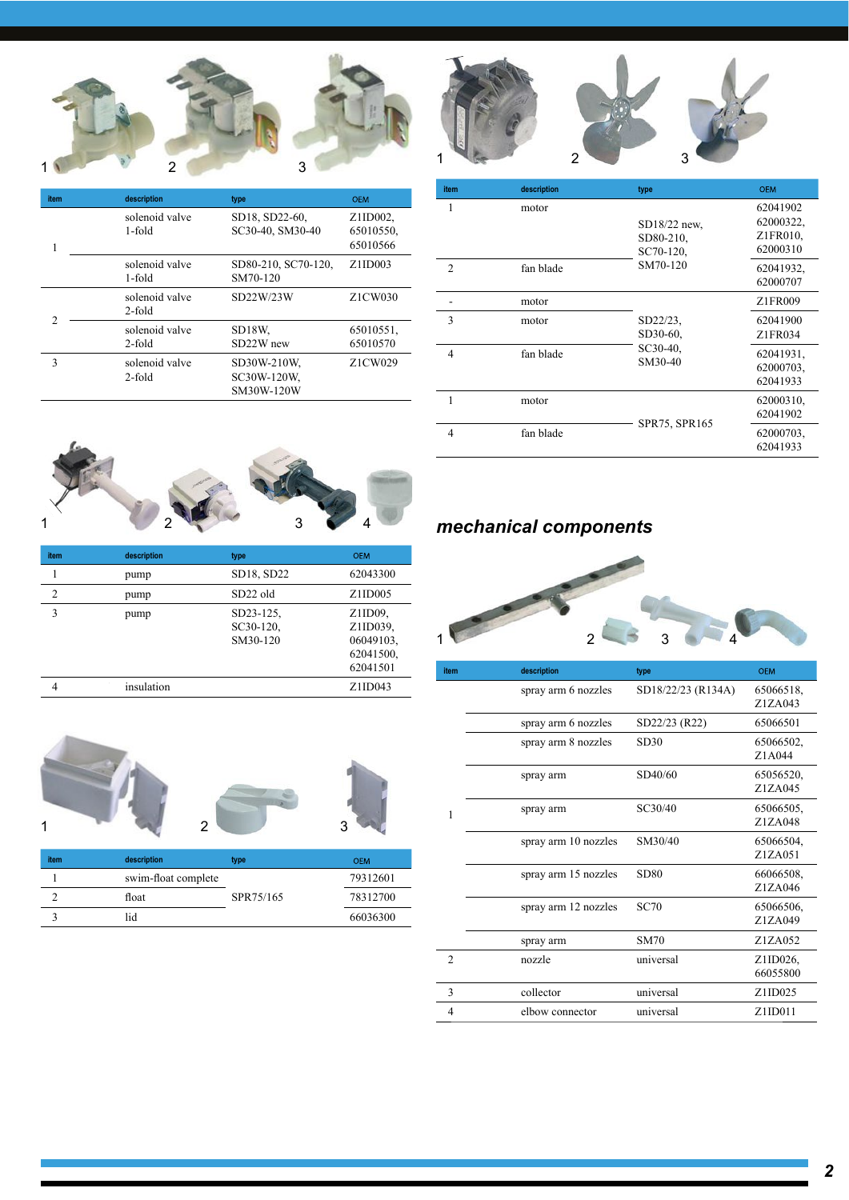| item | description | type | OEM |
|---|---|---|---|
| 1 | solenoid valve 1-fold | SD18, SD22-60, SC30-40, SM30-40 | Z1ID002, 65010550, 65010566 |
| | solenoid valve 1-fold | SD80-210, SC70-120, SM70-120 | Z1ID003 |
| 2 | solenoid valve 2-fold | SD22W/23W | Z1CW030 |
| | solenoid valve 2-fold | SD18W, SD22W new | 65010551, 65010570 |
| 3 | solenoid valve 2-fold | SC30W-210W, SC30W-120W, SM30W-120W | Z1CW029 |

| item | description | type | OEM |
|---|---|---|---|
| 1 | pump | SD18, SD22 | 62043300 |
| 2 | pump | SD22 old | Z1ID005 |
| 3 | pump | SD23-125, SC30-120, SM30-120 | Z1ID09, Z1ID039, 06049103, 62041500, 62041501 |
| 4 | insulation | | Z1ID043 |

| item | description | type | OEM |
|---|---|---|---|
| 1 | swim-float complete | SPR75/165 | 79312601 |
| 2 | float | | 78312700 |
| 3 | lid | | 66036300 |

| item | description | type | OEM |
|---|---|---|---|
| 1 | motor | SD18/22 new, SD80-210, SC70-120, SM70-120 | 62041902 62000322, Z1FR010, 62000310 |
| 2 | fan blade | | 62041932, 62000707 |
| - | motor | SD22/23, SD30-60, SC30-40, SM30-40 | Z1FR009 |
| 3 | motor | | 62041900 Z1FR034 |
| 4 | fan blade | | 62041931, 62000703, 62041933 |
| 1 | motor | SPR75, SPR165 | 62000310, 62041902 |
| 4 | fan blade | | 62000703, 62041933 |

## *mechanical components*

| item | description | type | OEM |
|---|---|---|---|
| 1 | spray arm 6 nozzles | SD18/22/23 (R134A) | 65066518, Z1ZA043 |
| | spray arm 6 nozzles | SD22/23 (R22) | 65066501 |
| | spray arm 8 nozzles | SD30 | 65066502, Z1A044 |
| | spray arm | SD40/60 | 65056520, Z1ZA045 |
| | spray arm | SC30/40 | 65066505, Z1ZA048 |
| | spray arm 10 nozzles | SM30/40 | 65066504, Z1ZA051 |
| | spray arm 15 nozzles | SD80 | 66066508, Z1ZA046 |
| | spray arm 12 nozzles | SC70 | 65066506, Z1ZA049 |
| | spray arm | SM70 | Z1ZA052 |
| 2 | nozzle | universal | Z1ID026, 66055800 |
| 3 | collector | universal | Z1ID025 |
| 4 | elbow connector | universal | Z1ID011 |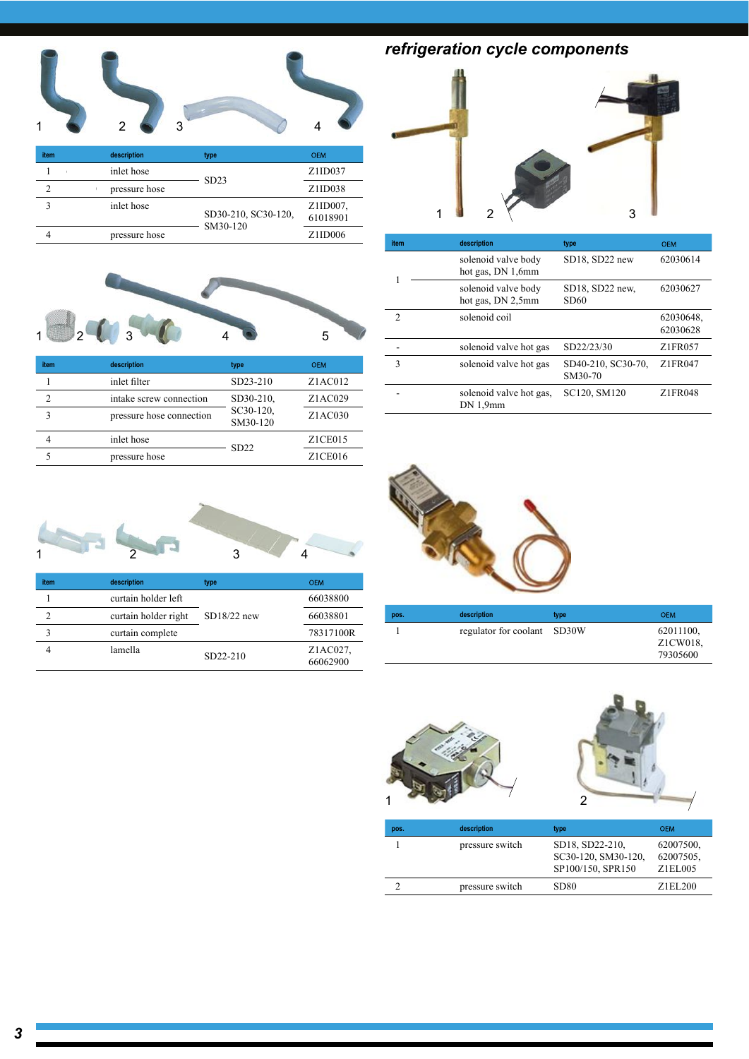## refrigeration cycle components

1 2 3 4

| item | description | type | OEM |
|---|---|---|---|
| 1 | inlet hose | SD23 | Z1ID037 |
| 2 | pressure hose | | Z1ID038 |
| 3 | inlet hose | SD30-210, SC30-120, SM30-120 | Z1ID007, 61018901 |
| 4 | pressure hose | | Z1ID006 |

1 2 3 4 5

| item | description | type | OEM |
|---|---|---|---|
| 1 | inlet filter | SD23-210 | Z1AC012 |
| 2 | intake screw connection | SD30-210, SC30-120, SM30-120 | Z1AC029 |
| 3 | pressure hose connection | | Z1AC030 |
| 4 | inlet hose | SD22 | Z1CE015 |
| 5 | pressure hose | | Z1CE016 |

1 2 3 4

| item | description | type | OEM |
|---|---|---|---|
| 1 | curtain holder left | SD18/22 new | 66038800 |
| 2 | curtain holder right | | 66038801 |
| 3 | curtain complete | | 78317100R |
| 4 | lamella | SD22-210 | Z1AC027, 66062900 |

1 2 3

| item | description | type | OEM |
|---|---|---|---|
| 1 | solenoid valve body hot gas, DN 1,6mm | SD18, SD22 new | 62030614 |
| | solenoid valve body hot gas, DN 2,5mm | SD18, SD22 new, SD60 | 62030627 |
| 2 | solenoid coil | | 62030648, 62030628 |
| - | solenoid valve hot gas | SD22/23/30 | Z1FR057 |
| 3 | solenoid valve hot gas | SD40-210, SC30-70, SM30-70 | Z1FR047 |
| - | solenoid valve hot gas, DN 1,9mm | SC120, SM120 | Z1FR048 |

| pos. | description | type | OEM |
|---|---|---|---|
| 1 | regulator for coolant | SD30W | 62011100, Z1CW018, 79305600 |

1 2

| pos. | description | type | OEM |
|---|---|---|---|
| 1 | pressure switch | SD18, SD22-210, SC30-120, SM30-120, SP100/150, SPR150 | 62007500, 62007505, Z1EL005 |
| 2 | pressure switch | SD80 | Z1EL200 |